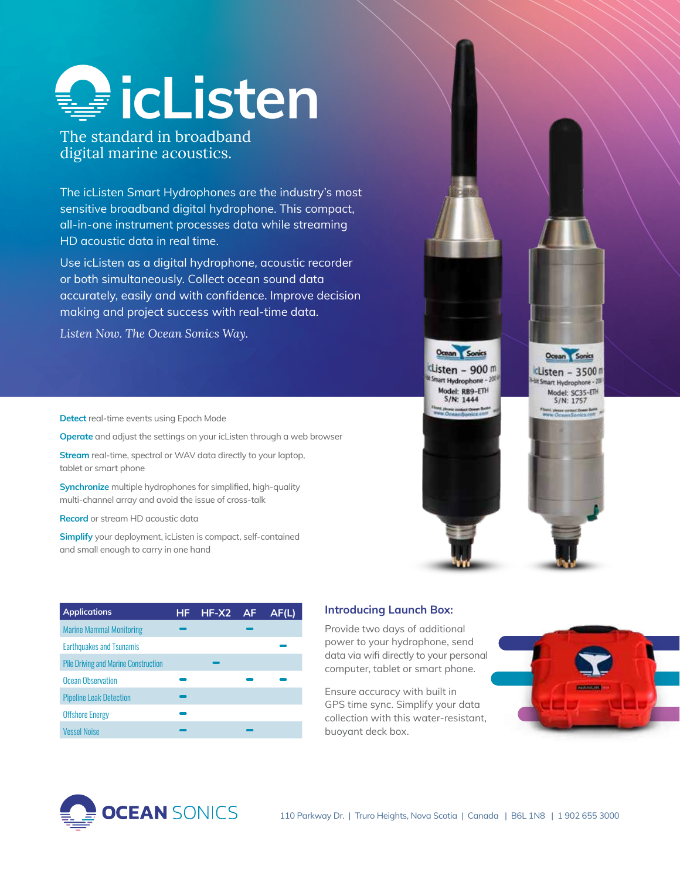# icListen

The standard in broadband digital marine acoustics.

The icListen Smart Hydrophones are the industry's most sensitive broadband digital hydrophone. This compact, all-in-one instrument processes data while streaming HD acoustic data in real time.

Use icListen as a digital hydrophone, acoustic recorder or both simultaneously. Collect ocean sound data accurately, easily and with confidence. Improve decision making and project success with real-time data.

*Listen Now. The Ocean Sonics Way.*

**Detect** real-time events using Epoch Mode

**Operate** and adjust the settings on your icListen through a web browser

**Stream** real-time, spectral or WAV data directly to your laptop, tablet or smart phone

**Synchronize** multiple hydrophones for simplified, high-quality multi-channel array and avoid the issue of cross-talk

**Record** or stream HD acoustic data

**Simplify** your deployment, icListen is compact, self-contained and small enough to carry in one hand

| Applications | HF | HF-X2 | AF | AF(L) |
|---|---|---|---|---|
| Marine Mammal Monitoring | – | | – | |
| Earthquakes and Tsunamis | | | | – |
| Pile Driving and Marine Construction | | – | | |
| Ocean Observation | – | | – | – |
| Pipeline Leak Detection | – | | | |
| Offshore Energy | – | | | |
| Vessel Noise | – | | – | |

### Introducing Launch Box:

Provide two days of additional power to your hydrophone, send data via wifi directly to your personal computer, tablet or smart phone.

Ensure accuracy with built in GPS time sync. Simplify your data collection with this water-resistant, buoyant deck box.

**OCEAN SONICS**

110 Parkway Dr. | Truro Heights, Nova Scotia | Canada | B6L 1N8 | 1 902 655 3000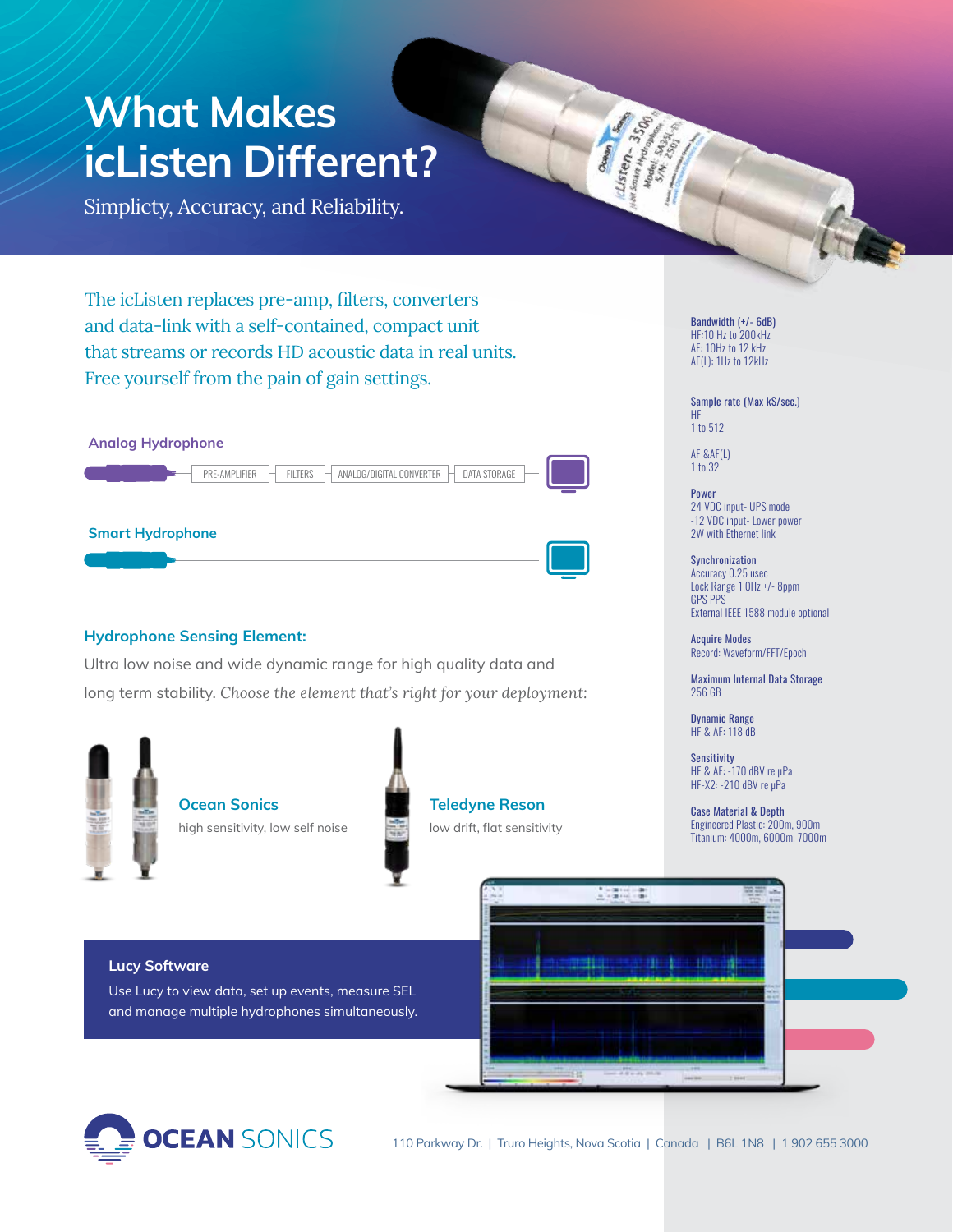# What Makes icListen Different?

Simplicty, Accuracy, and Reliability.

The icListen replaces pre-amp, filters, converters and data-link with a self-contained, compact unit that streams or records HD acoustic data in real units. Free yourself from the pain of gain settings.

**Analog Hydrophone**

PRE-AMPLIFIER — FILTERS — ANALOG/DIGITAL CONVERTER — DATA STORAGE

**Smart Hydrophone**

### Hydrophone Sensing Element:

Ultra low noise and wide dynamic range for high quality data and long term stability. *Choose the element that's right for your deployment:*

**Ocean Sonics**
high sensitivity, low self noise

**Teledyne Reson**
low drift, flat sensitivity

### Lucy Software

Use Lucy to view data, set up events, measure SEL and manage multiple hydrophones simultaneously.

**Bandwidth (+/- 6dB)**
HF:10 Hz to 200kHz
AF: 10Hz to 12 kHz
AF(L): 1Hz to 12kHz

**Sample rate (Max kS/sec.)**
HF
1 to 512

AF &AF(L)
1 to 32

**Power**
24 VDC input- UPS mode
-12 VDC input- Lower power
2W with Ethernet link

**Synchronization**
Accuracy 0.25 usec
Lock Range 1.0Hz +/- 8ppm
GPS PPS
External IEEE 1588 module optional

**Acquire Modes**
Record: Waveform/FFT/Epoch

**Maximum Internal Data Storage**
256 GB

**Dynamic Range**
HF & AF: 118 dB

**Sensitivity**
HF & AF: -170 dBV re µPa
HF-X2: -210 dBV re µPa

**Case Material & Depth**
Engineered Plastic: 200m, 900m
Titanium: 4000m, 6000m, 7000m

OCEAN SONICS

110 Parkway Dr. | Truro Heights, Nova Scotia | Canada | B6L 1N8 | 1 902 655 3000